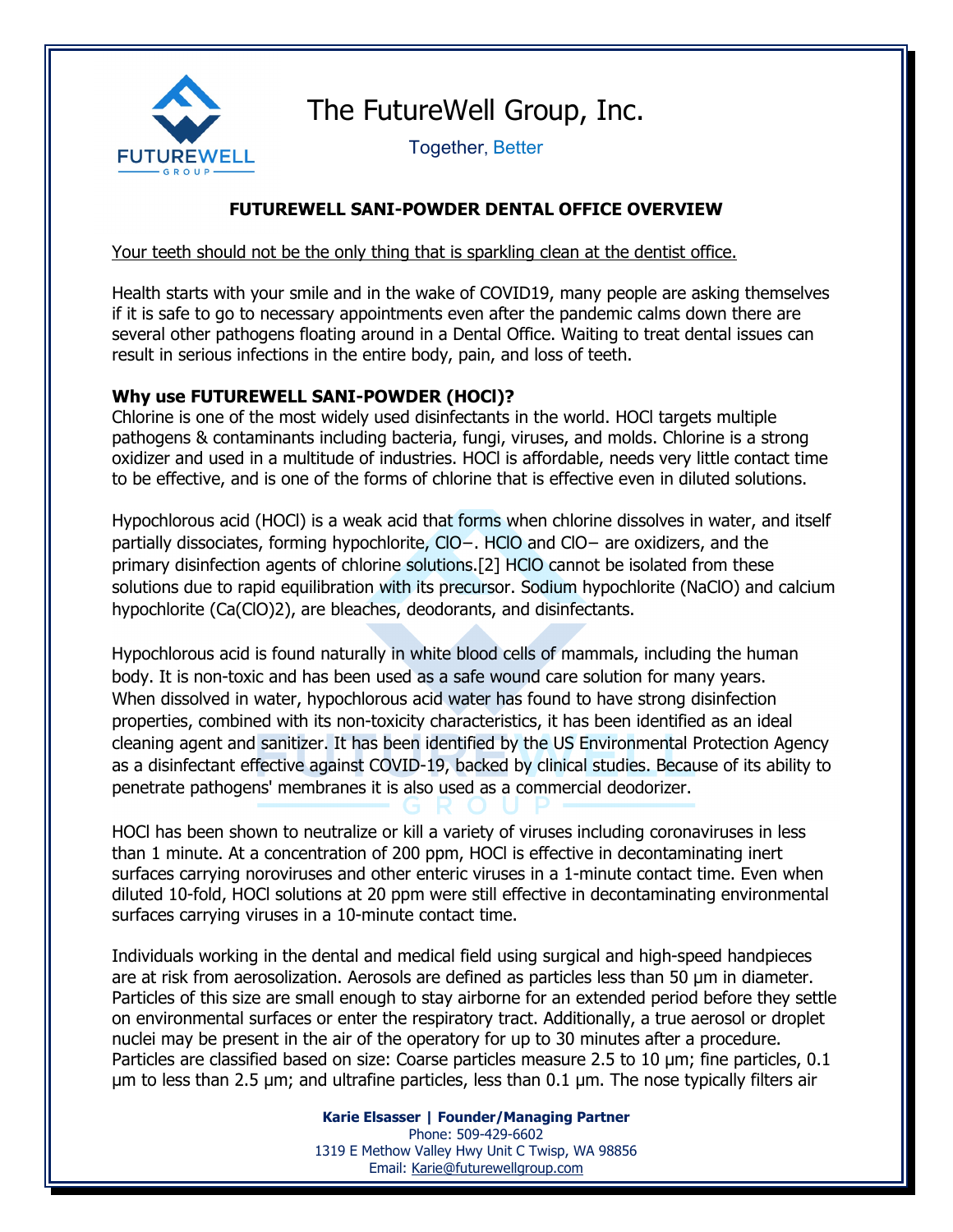# The FutureWell Group, Inc.

Together, Better

## FUTUREWELL SANI-POWDER DENTAL OFFICE OVERVIEW

<u>Your teeth should not be the only thing that is sparkling clean at the dentist office.</u>

Health starts with your smile and in the wake of COVID19, many people are asking themselves if it is safe to go to necessary appointments even after the pandemic calms down there are several other pathogens floating around in a Dental Office. Waiting to treat dental issues can result in serious infections in the entire body, pain, and loss of teeth.

**Why use FUTUREWELL SANI-POWDER (HOCl)?**

Chlorine is one of the most widely used disinfectants in the world. HOCl targets multiple pathogens & contaminants including bacteria, fungi, viruses, and molds. Chlorine is a strong oxidizer and used in a multitude of industries. HOCl is affordable, needs very little contact time to be effective, and is one of the forms of chlorine that is effective even in diluted solutions.

Hypochlorous acid (HOCl) is a weak acid that forms when chlorine dissolves in water, and itself partially dissociates, forming hypochlorite, $ClO^-$. HClO and $ClO^-$ are oxidizers, and the primary disinfection agents of chlorine solutions.[2] HClO cannot be isolated from these solutions due to rapid equilibration with its precursor. Sodium hypochlorite (NaClO) and calcium hypochlorite ($Ca(ClO)_2$), are bleaches, deodorants, and disinfectants.

Hypochlorous acid is found naturally in white blood cells of mammals, including the human body. It is non-toxic and has been used as a safe wound care solution for many years. When dissolved in water, hypochlorous acid water has found to have strong disinfection properties, combined with its non-toxicity characteristics, it has been identified as an ideal cleaning agent and sanitizer. It has been identified by the US Environmental Protection Agency as a disinfectant effective against COVID-19, backed by clinical studies. Because of its ability to penetrate pathogens' membranes it is also used as a commercial deodorizer.

HOCl has been shown to neutralize or kill a variety of viruses including coronaviruses in less than 1 minute. At a concentration of 200 ppm, HOCl is effective in decontaminating inert surfaces carrying noroviruses and other enteric viruses in a 1-minute contact time. Even when diluted 10-fold, HOCl solutions at 20 ppm were still effective in decontaminating environmental surfaces carrying viruses in a 10-minute contact time.

Individuals working in the dental and medical field using surgical and high-speed handpieces are at risk from aerosolization. Aerosols are defined as particles less than 50 µm in diameter. Particles of this size are small enough to stay airborne for an extended period before they settle on environmental surfaces or enter the respiratory tract. Additionally, a true aerosol or droplet nuclei may be present in the air of the operatory for up to 30 minutes after a procedure. Particles are classified based on size: Coarse particles measure 2.5 to 10 µm; fine particles, 0.1 µm to less than 2.5 µm; and ultrafine particles, less than 0.1 µm. The nose typically filters air

**Karie Elsasser | Founder/Managing Partner**
Phone: 509-429-6602
1319 E Methow Valley Hwy Unit C Twisp, WA 98856
Email: Karie@futurewellgroup.com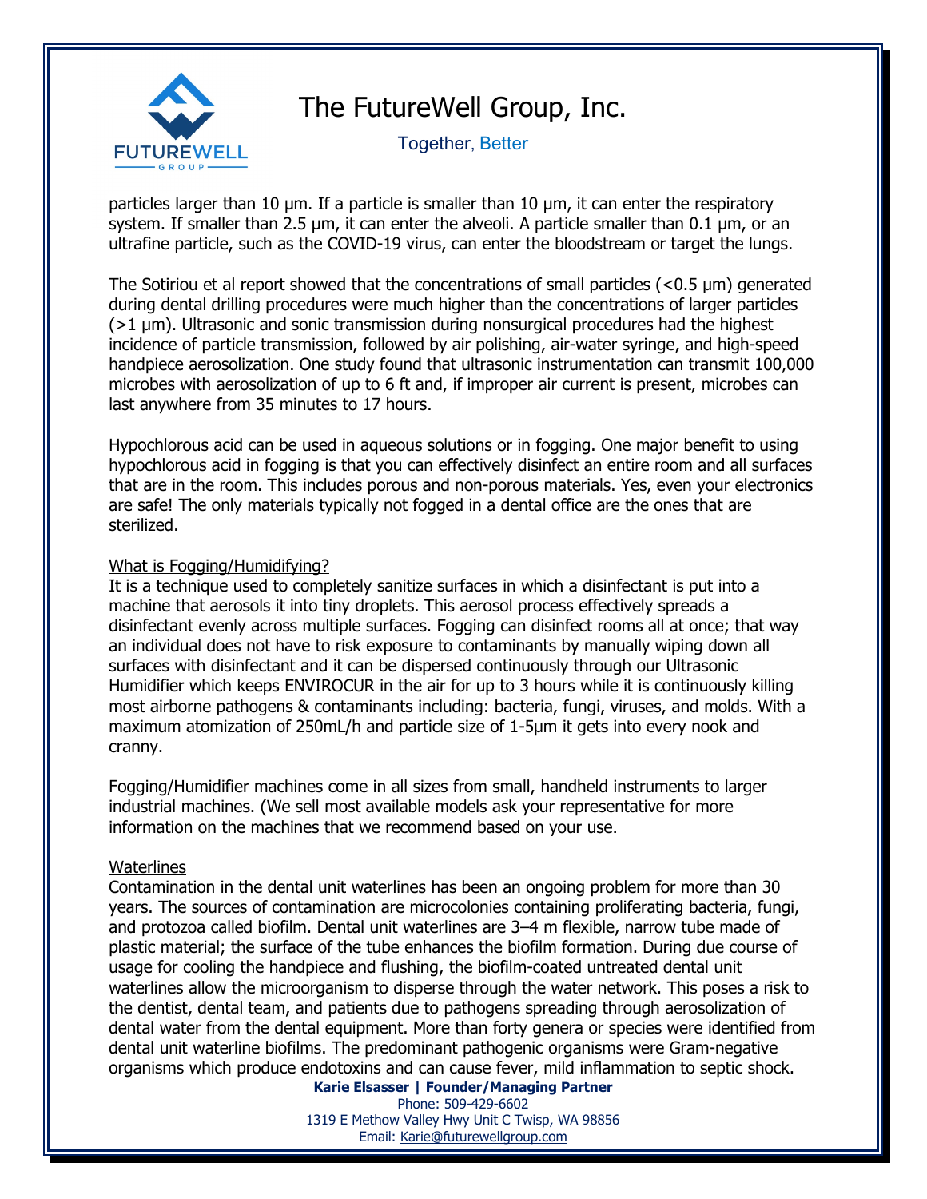particles larger than 10 µm. If a particle is smaller than 10 µm, it can enter the respiratory system. If smaller than 2.5 µm, it can enter the alveoli. A particle smaller than 0.1 µm, or an ultrafine particle, such as the COVID-19 virus, can enter the bloodstream or target the lungs.

The Sotiriou et al report showed that the concentrations of small particles (<0.5 µm) generated during dental drilling procedures were much higher than the concentrations of larger particles (>1 µm). Ultrasonic and sonic transmission during nonsurgical procedures had the highest incidence of particle transmission, followed by air polishing, air-water syringe, and high-speed handpiece aerosolization. One study found that ultrasonic instrumentation can transmit 100,000 microbes with aerosolization of up to 6 ft and, if improper air current is present, microbes can last anywhere from 35 minutes to 17 hours.

Hypochlorous acid can be used in aqueous solutions or in fogging. One major benefit to using hypochlorous acid in fogging is that you can effectively disinfect an entire room and all surfaces that are in the room. This includes porous and non-porous materials. Yes, even your electronics are safe! The only materials typically not fogged in a dental office are the ones that are sterilized.

## What is Fogging/Humidifying?

It is a technique used to completely sanitize surfaces in which a disinfectant is put into a machine that aerosols it into tiny droplets. This aerosol process effectively spreads a disinfectant evenly across multiple surfaces. Fogging can disinfect rooms all at once; that way an individual does not have to risk exposure to contaminants by manually wiping down all surfaces with disinfectant and it can be dispersed continuously through our Ultrasonic Humidifier which keeps ENVIROCUR in the air for up to 3 hours while it is continuously killing most airborne pathogens & contaminants including: bacteria, fungi, viruses, and molds. With a maximum atomization of 250mL/h and particle size of 1-5µm it gets into every nook and cranny.

Fogging/Humidifier machines come in all sizes from small, handheld instruments to larger industrial machines. (We sell most available models ask your representative for more information on the machines that we recommend based on your use.

## Waterlines

Contamination in the dental unit waterlines has been an ongoing problem for more than 30 years. The sources of contamination are microcolonies containing proliferating bacteria, fungi, and protozoa called biofilm. Dental unit waterlines are 3–4 m flexible, narrow tube made of plastic material; the surface of the tube enhances the biofilm formation. During due course of usage for cooling the handpiece and flushing, the biofilm-coated untreated dental unit waterlines allow the microorganism to disperse through the water network. This poses a risk to the dentist, dental team, and patients due to pathogens spreading through aerosolization of dental water from the dental equipment. More than forty genera or species were identified from dental unit waterline biofilms. The predominant pathogenic organisms were Gram-negative organisms which produce endotoxins and can cause fever, mild inflammation to septic shock.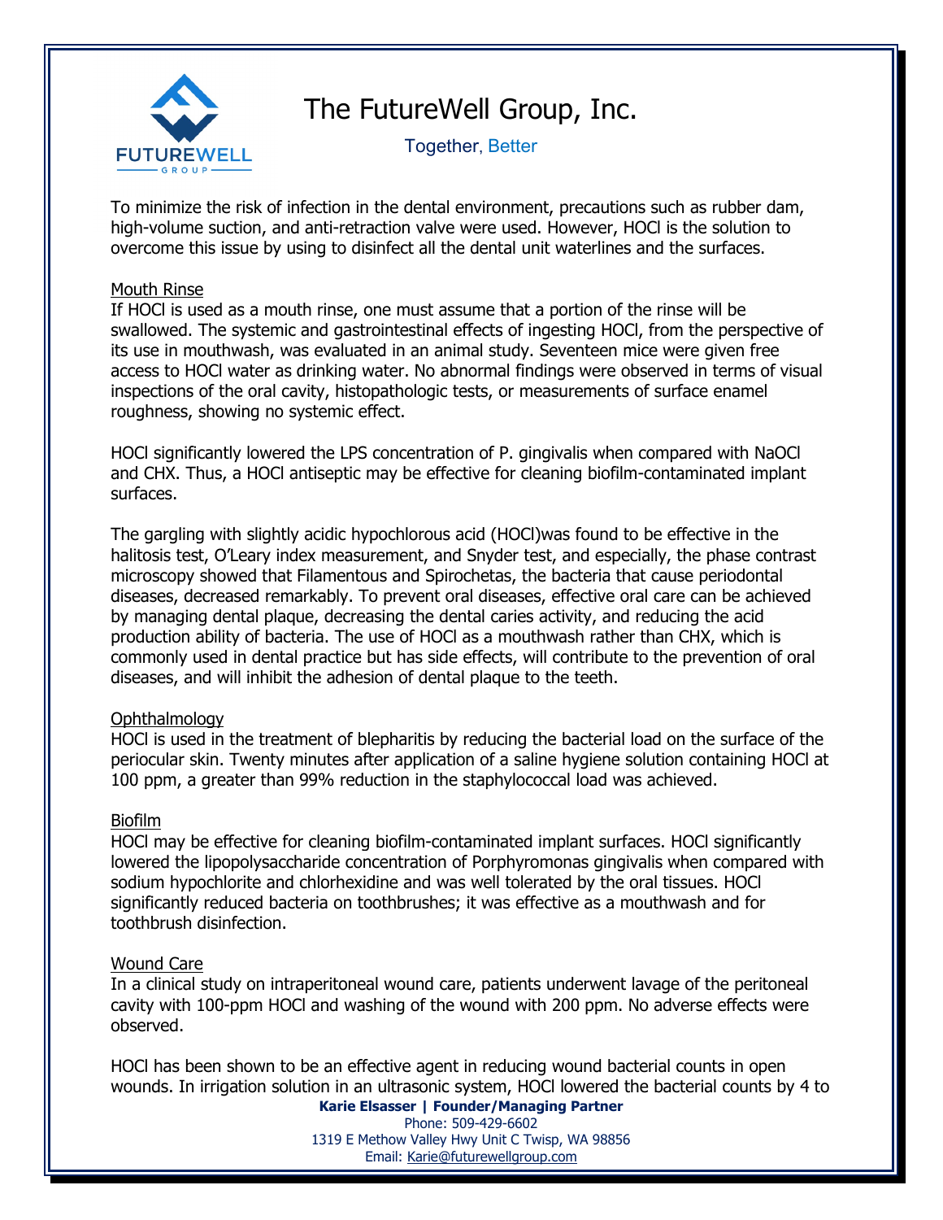To minimize the risk of infection in the dental environment, precautions such as rubber dam, high-volume suction, and anti-retraction valve were used. However, HOCl is the solution to overcome this issue by using to disinfect all the dental unit waterlines and the surfaces.

Mouth Rinse

If HOCl is used as a mouth rinse, one must assume that a portion of the rinse will be swallowed. The systemic and gastrointestinal effects of ingesting HOCl, from the perspective of its use in mouthwash, was evaluated in an animal study. Seventeen mice were given free access to HOCl water as drinking water. No abnormal findings were observed in terms of visual inspections of the oral cavity, histopathologic tests, or measurements of surface enamel roughness, showing no systemic effect.

HOCl significantly lowered the LPS concentration of P. gingivalis when compared with NaOCl and CHX. Thus, a HOCl antiseptic may be effective for cleaning biofilm-contaminated implant surfaces.

The gargling with slightly acidic hypochlorous acid (HOCl)was found to be effective in the halitosis test, O'Leary index measurement, and Snyder test, and especially, the phase contrast microscopy showed that Filamentous and Spirochetas, the bacteria that cause periodontal diseases, decreased remarkably. To prevent oral diseases, effective oral care can be achieved by managing dental plaque, decreasing the dental caries activity, and reducing the acid production ability of bacteria. The use of HOCl as a mouthwash rather than CHX, which is commonly used in dental practice but has side effects, will contribute to the prevention of oral diseases, and will inhibit the adhesion of dental plaque to the teeth.

Ophthalmology

HOCl is used in the treatment of blepharitis by reducing the bacterial load on the surface of the periocular skin. Twenty minutes after application of a saline hygiene solution containing HOCl at 100 ppm, a greater than 99% reduction in the staphylococcal load was achieved.

Biofilm

HOCl may be effective for cleaning biofilm-contaminated implant surfaces. HOCl significantly lowered the lipopolysaccharide concentration of Porphyromonas gingivalis when compared with sodium hypochlorite and chlorhexidine and was well tolerated by the oral tissues. HOCl significantly reduced bacteria on toothbrushes; it was effective as a mouthwash and for toothbrush disinfection.

Wound Care

In a clinical study on intraperitoneal wound care, patients underwent lavage of the peritoneal cavity with 100-ppm HOCl and washing of the wound with 200 ppm. No adverse effects were observed.

HOCl has been shown to be an effective agent in reducing wound bacterial counts in open wounds. In irrigation solution in an ultrasonic system, HOCl lowered the bacterial counts by 4 to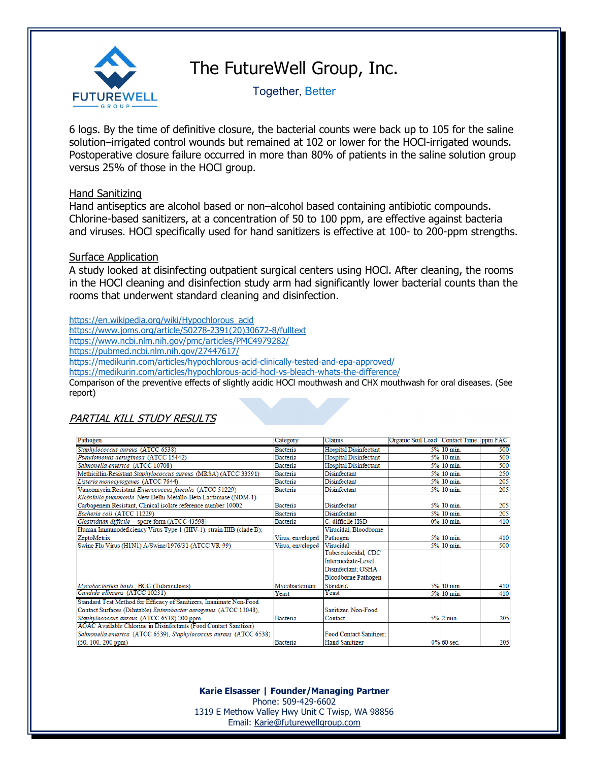6 logs. By the time of definitive closure, the bacterial counts were back up to 105 for the saline solution–irrigated control wounds but remained at 102 or lower for the HOCl-irrigated wounds. Postoperative closure failure occurred in more than 80% of patients in the saline solution group versus 25% of those in the HOCl group.

## Hand Sanitizing

Hand antiseptics are alcohol based or non–alcohol based containing antibiotic compounds. Chlorine-based sanitizers, at a concentration of 50 to 100 ppm, are effective against bacteria and viruses. HOCl specifically used for hand sanitizers is effective at 100- to 200-ppm strengths.

## Surface Application

A study looked at disinfecting outpatient surgical centers using HOCl. After cleaning, the rooms in the HOCl cleaning and disinfection study arm had significantly lower bacterial counts than the rooms that underwent standard cleaning and disinfection.

https://en.wikipedia.org/wiki/Hypochlorous_acid
https://www.joms.org/article/S0278-2391(20)30672-8/fulltext
https://www.ncbi.nlm.nih.gov/pmc/articles/PMC4979282/
https://pubmed.ncbi.nlm.nih.gov/27447617/
https://medikurin.com/articles/hypochlorous-acid-clinically-tested-and-epa-approved/
https://medikurin.com/articles/hypochlorous-acid-hocl-vs-bleach-whats-the-difference/
Comparison of the preventive effects of slightly acidic HOCl mouthwash and CHX mouthwash for oral diseases. (See report)

## *PARTIAL KILL STUDY RESULTS*

| Pathogen | Category | Claims | Organic Soil Load | Contact Time | ppm FAC |
|---|---|---|---|---|---|
| *Staphylococcus aureus* (ATCC 6538) | Bacteria | Hospital Disinfectant | 5% | 10 min. | 500 |
| *Pseudomonas aerugimosa* (ATCC 15442) | Bacteria | Hospital Disinfectant | 5% | 10 min. | 500 |
| *Salmonella enterica* (ATCC 10708) | Bacteria | Hospital Disinfectant | 5% | 10 min. | 500 |
| Methicillin-Resistant *Staphylococcus aureus* (MRSA) (ATCC 33591) | Bacteria | Disinfectant | 5% | 10 min. | 250 |
| *Listeria monocytogenes* (ATCC 7644) | Bacteria | Disinfectant | 5% | 10 min. | 205 |
| Vancomycin Resistant *Enterococcus faecalis* (ATCC 51229) | Bacteria | Disinfectant | 5% | 10 min. | 205 |
| *Klebsiella pneumonia* New Delhi Metallo-Beta Lactamase (NDM-1) Carbapenem Resistant, Clinical isolate reference number 10002 | Bacteria | Disinfectant | 5% | 10 min. | 205 |
| *Escheria coli* (ATCC 11229) | Bacteria | Disinfectant | 5% | 10 min. | 205 |
| *Clostridium difficile* – spore form (ATCC 43598) | Bacteria | C. difficile HSD | 0% | 10 min. | 410 |
| Human Immunodeficiency Virus Type 1 (HIV-1), strain IIIB (clade B), ZeptoMetrix | Virus, enveloped | Virucidal, Bloodborne Pathogen | 5% | 10 min. | 410 |
| Swine Flu Virus (H1N1) A/Swine/1976/31 (ATCC VR-99) | Virus, enveloped | Virucidal | 5% | 10 min. | 500 |
| *Mycobacterium bovis*, BCG (Tuberculosis) | Mycobacterium | Tuberculocidal; CDC Intermediate-Level Disinfectant; OSHA Bloodborne Pathogen Standard | 5% | 10 min. | 410 |
| *Candida albicans* (ATCC 10231) | Yeast | Yeast | 5% | 10 min. | 410 |
| Standard Test Method for Efficacy of Sanitizers, Inanimate Non-Food Contact Surfaces (Dilutable) *Enterobacter aerogenes* (ATCC 13048), *Staphylococcus aureus* (ATCC 6538) 200 ppm | Bacteria | Sanitizer, Non-Food Contact | 5% | 2 min. | 205 |
| AOAC Available Chlorine in Disinfectants (Food Contact Sanitizer) *Salmonella enterica* (ATCC 6539), *Staphylococcus aureus* (ATCC 6538) (50, 100, 200 ppm) | Bacteria | Food Contact Sanitizer; Hand Sanitizer | 0% | 60 sec. | 205 |